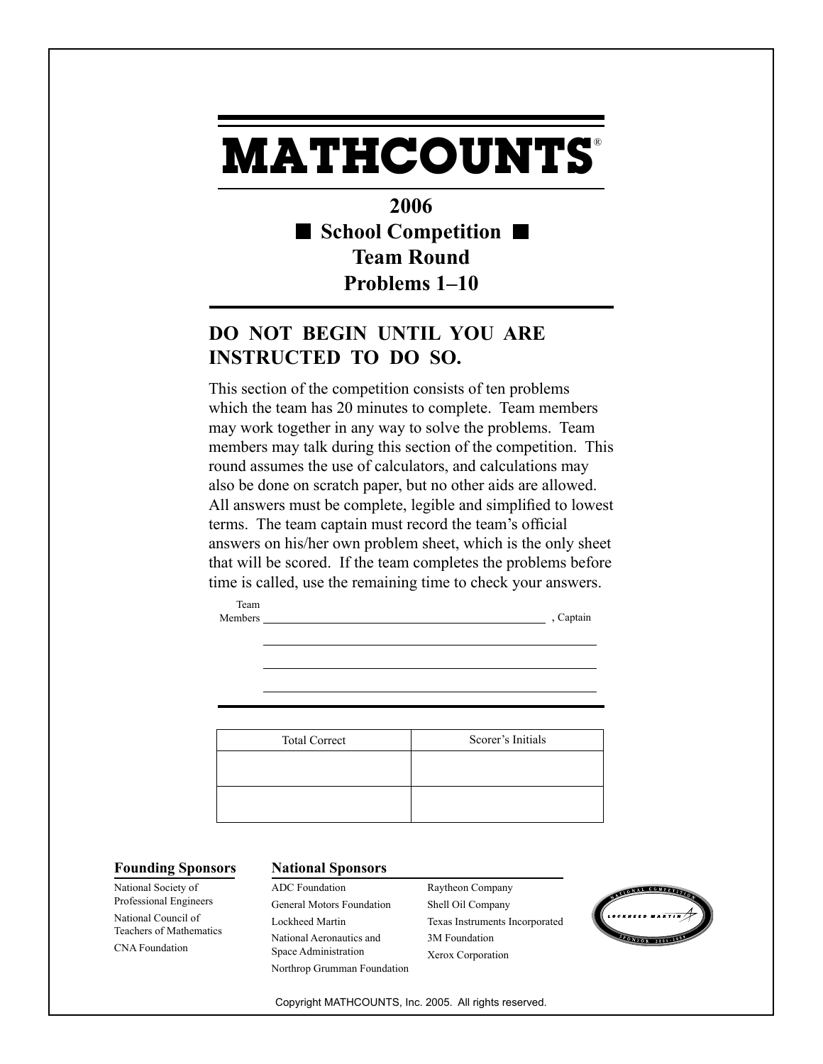# MATHCOUNTS®

## 2006
## ■ School Competition ■
## Team Round
## Problems 1–10

### DO NOT BEGIN UNTIL YOU ARE INSTRUCTED TO DO SO.

This section of the competition consists of ten problems which the team has 20 minutes to complete. Team members may work together in any way to solve the problems. Team members may talk during this section of the competition. This round assumes the use of calculators, and calculations may also be done on scratch paper, but no other aids are allowed. All answers must be complete, legible and simplified to lowest terms. The team captain must record the team's official answers on his/her own problem sheet, which is the only sheet that will be scored. If the team completes the problems before time is called, use the remaining time to check your answers.

Team Members ______________________________ , Captain

______________________________

______________________________

______________________________

| Total Correct | Scorer's Initials |
|---|---|
| | |
| | |

**Founding Sponsors**

National Society of Professional Engineers
National Council of Teachers of Mathematics
CNA Foundation

**National Sponsors**

ADC Foundation
General Motors Foundation
Lockheed Martin
National Aeronautics and Space Administration
Northrop Grumman Foundation
Raytheon Company
Shell Oil Company
Texas Instruments Incorporated
3M Foundation
Xerox Corporation

Copyright MATHCOUNTS, Inc. 2005. All rights reserved.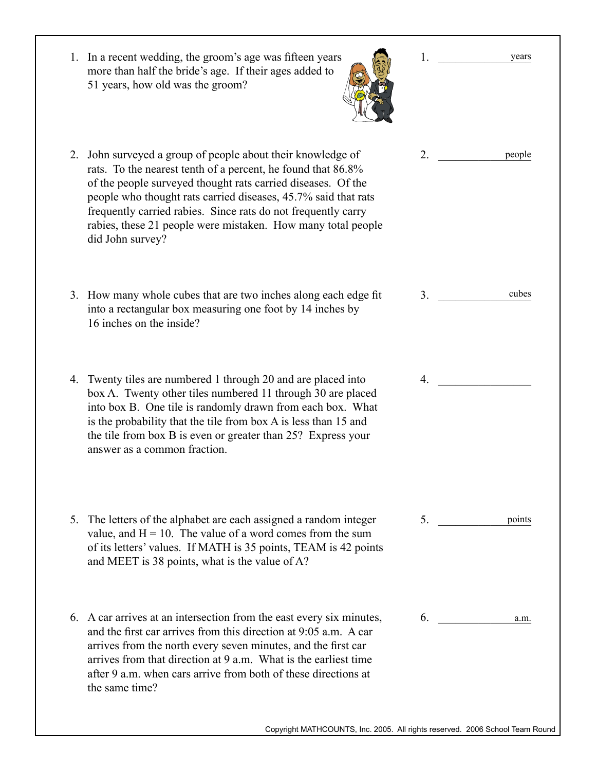1. In a recent wedding, the groom's age was fifteen years more than half the bride's age. If their ages added to 51 years, how old was the groom?

   1. _____________ years

2. John surveyed a group of people about their knowledge of rats. To the nearest tenth of a percent, he found that 86.8% of the people surveyed thought rats carried diseases. Of the people who thought rats carried diseases, 45.7% said that rats frequently carried rabies. Since rats do not frequently carry rabies, these 21 people were mistaken. How many total people did John survey?

   2. _____________ people

3. How many whole cubes that are two inches along each edge fit into a rectangular box measuring one foot by 14 inches by 16 inches on the inside?

   3. _____________ cubes

4. Twenty tiles are numbered 1 through 20 and are placed into box A. Twenty other tiles numbered 11 through 30 are placed into box B. One tile is randomly drawn from each box. What is the probability that the tile from box A is less than 15 and the tile from box B is even or greater than 25? Express your answer as a common fraction.

   4. _____________

5. The letters of the alphabet are each assigned a random integer value, and H = 10. The value of a word comes from the sum of its letters' values. If MATH is 35 points, TEAM is 42 points and MEET is 38 points, what is the value of A?

   5. _____________ points

6. A car arrives at an intersection from the east every six minutes, and the first car arrives from this direction at 9:05 a.m. A car arrives from the north every seven minutes, and the first car arrives from that direction at 9 a.m. What is the earliest time after 9 a.m. when cars arrive from both of these directions at the same time?

   6. _____________ a.m.

Copyright MATHCOUNTS, Inc. 2005. All rights reserved. 2006 School Team Round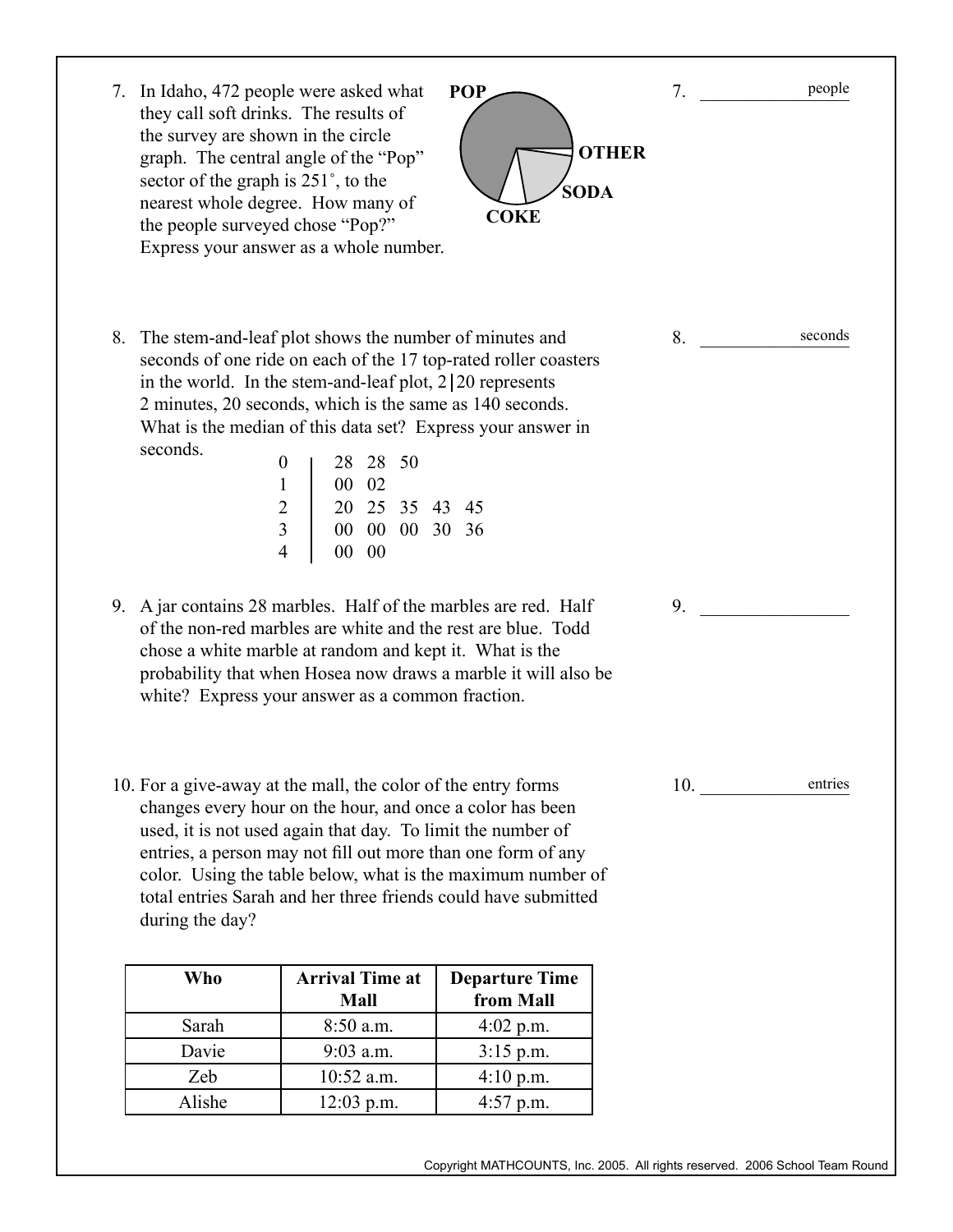7. In Idaho, 472 people were asked what they call soft drinks. The results of the survey are shown in the circle graph. The central angle of the "Pop" sector of the graph is 251˚, to the nearest whole degree. How many of the people surveyed chose "Pop?" Express your answer as a whole number.

POP

OTHER

SODA

COKE

7. ____________ people

8. The stem-and-leaf plot shows the number of minutes and seconds of one ride on each of the 17 top-rated roller coasters in the world. In the stem-and-leaf plot, 2|20 represents 2 minutes, 20 seconds, which is the same as 140 seconds. What is the median of this data set? Express your answer in seconds.

```
0 | 28 28 50
1 | 00 02
2 | 20 25 35 43 45
3 | 00 00 00 30 36
4 | 00 00
```

8. ____________ seconds

9. A jar contains 28 marbles. Half of the marbles are red. Half of the non-red marbles are white and the rest are blue. Todd chose a white marble at random and kept it. What is the probability that when Hosea now draws a marble it will also be white? Express your answer as a common fraction.

9. ____________

10. For a give-away at the mall, the color of the entry forms changes every hour on the hour, and once a color has been used, it is not used again that day. To limit the number of entries, a person may not fill out more than one form of any color. Using the table below, what is the maximum number of total entries Sarah and her three friends could have submitted during the day?

| Who | Arrival Time at Mall | Departure Time from Mall |
|---|---|---|
| Sarah | 8:50 a.m. | 4:02 p.m. |
| Davie | 9:03 a.m. | 3:15 p.m. |
| Zeb | 10:52 a.m. | 4:10 p.m. |
| Alishe | 12:03 p.m. | 4:57 p.m. |

10. ____________ entries